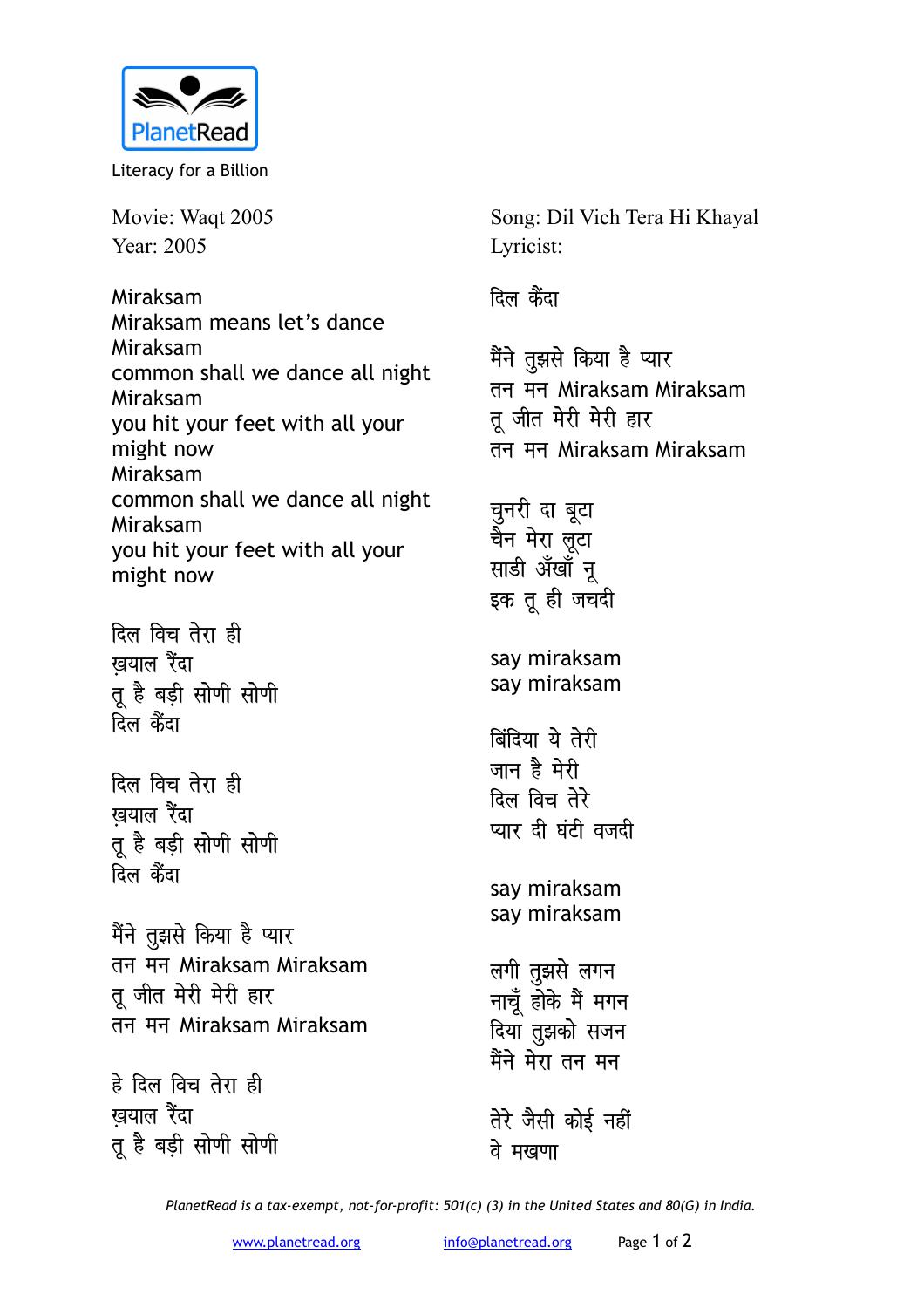PlanetRead

Literacy for a Billion

Movie: Waqt 2005
Year: 2005

Song: Dil Vich Tera Hi Khayal
Lyricist:

Miraksam
Miraksam means let's dance
Miraksam
common shall we dance all night
Miraksam
you hit your feet with all your might now
Miraksam
common shall we dance all night
Miraksam
you hit your feet with all your might now

दिल विच तेरा ही
ख़याल रैंदा
तू है बड़ी सोणी सोणी
दिल कैंदा

दिल विच तेरा ही
ख़याल रैंदा
तू है बड़ी सोणी सोणी
दिल कैंदा

मैंने तुझसे किया है प्यार
तन मन Miraksam Miraksam
तू जीत मेरी मेरी हार
तन मन Miraksam Miraksam

हे दिल विच तेरा ही
ख़याल रैंदा
तू है बड़ी सोणी सोणी
दिल कैंदा

मैंने तुझसे किया है प्यार
तन मन Miraksam Miraksam
तू जीत मेरी मेरी हार
तन मन Miraksam Miraksam

चुनरी दा बूटा
चैन मेरा लूटा
साडी अँखाँ नू
इक तू ही जचदी

say miraksam
say miraksam

बिंदिया ये तेरी
जान है मेरी
दिल विच तेरे
प्यार दी घंटी वजदी

say miraksam
say miraksam

लगी तुझसे लगन
नाचूँ होके मैं मगन
दिया तुझको सजन
मैंने मेरा तन मन

तेरे जैसी कोई नहीं
वे मखणा

*PlanetRead is a tax-exempt, not-for-profit: 501(c) (3) in the United States and 80(G) in India.*

www.planetread.org info@planetread.org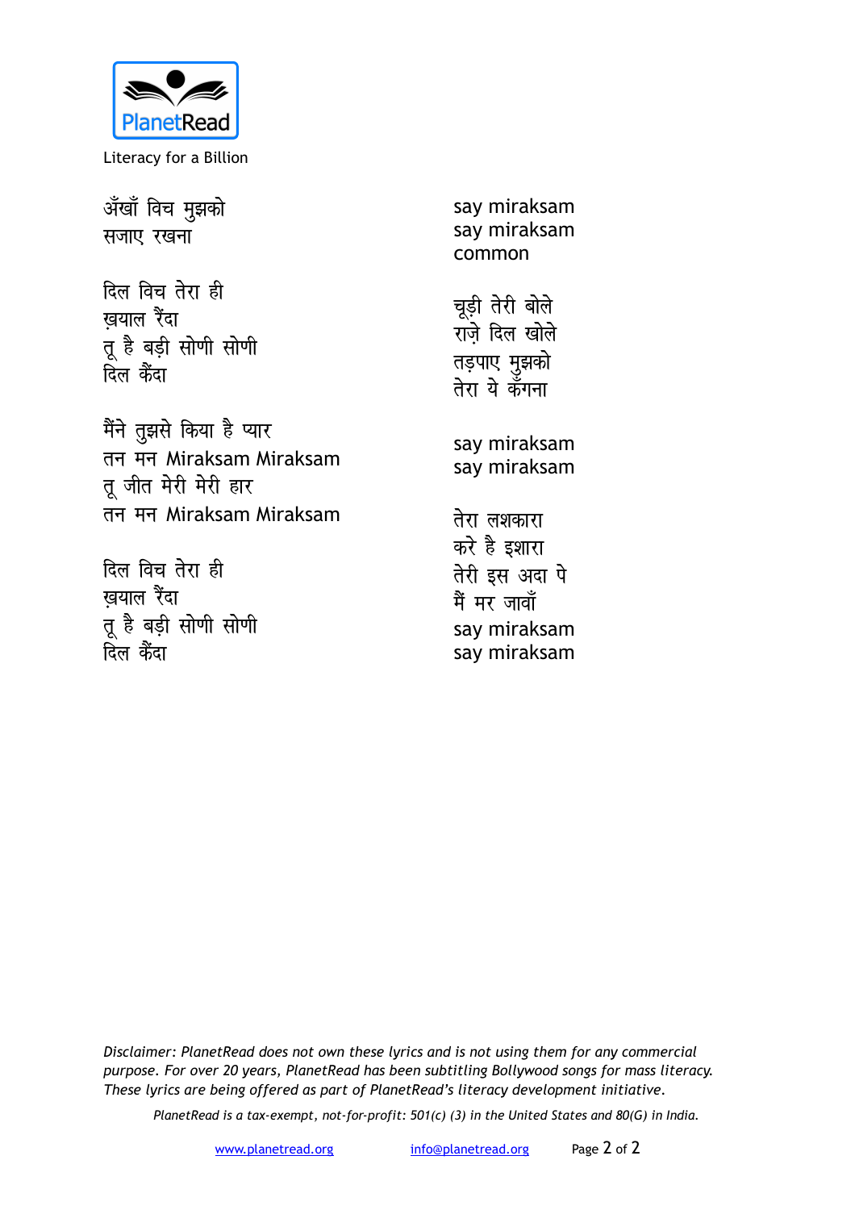Literacy for a Billion

अँखाँ विच मुझको
सजाए रखना

दिल विच तेरा ही
ख़याल रैंदा
तू है बड़ी सोणी सोणी
दिल कैंदा

मैंने तुझसे किया है प्यार
तन मन Miraksam Miraksam
तू जीत मेरी मेरी हार
तन मन Miraksam Miraksam

दिल विच तेरा ही
ख़याल रैंदा
तू है बड़ी सोणी सोणी
दिल कैंदा

say miraksam
say miraksam
common

चूड़ी तेरी बोले
राज़े दिल खोले
तड़पाए मुझको
तेरा ये कँगना

say miraksam
say miraksam

तेरा लशकारा
करे है इशारा
तेरी इस अदा पे
मैं मर जावाँ
say miraksam
say miraksam

*Disclaimer: PlanetRead does not own these lyrics and is not using them for any commercial purpose. For over 20 years, PlanetRead has been subtitling Bollywood songs for mass literacy. These lyrics are being offered as part of PlanetRead's literacy development initiative.*

*PlanetRead is a tax-exempt, not-for-profit: 501(c) (3) in the United States and 80(G) in India.*

www.planetread.org    info@planetread.org